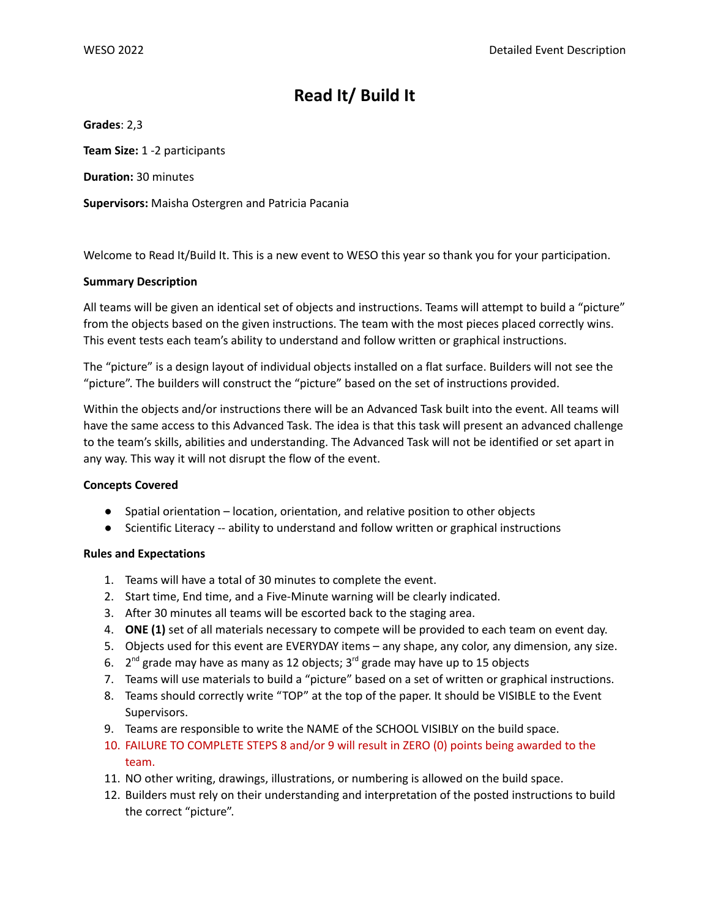# Read It/ Build It

**Grades**: 2,3

**Team Size:** 1 -2 participants

**Duration:** 30 minutes

**Supervisors:** Maisha Ostergren and Patricia Pacania

Welcome to Read It/Build It. This is a new event to WESO this year so thank you for your participation.

**Summary Description**

All teams will be given an identical set of objects and instructions. Teams will attempt to build a "picture" from the objects based on the given instructions. The team with the most pieces placed correctly wins. This event tests each team's ability to understand and follow written or graphical instructions.

The "picture" is a design layout of individual objects installed on a flat surface. Builders will not see the "picture". The builders will construct the "picture" based on the set of instructions provided.

Within the objects and/or instructions there will be an Advanced Task built into the event. All teams will have the same access to this Advanced Task. The idea is that this task will present an advanced challenge to the team's skills, abilities and understanding. The Advanced Task will not be identified or set apart in any way. This way it will not disrupt the flow of the event.

**Concepts Covered**

- Spatial orientation – location, orientation, and relative position to other objects
- Scientific Literacy -- ability to understand and follow written or graphical instructions

**Rules and Expectations**

1. Teams will have a total of 30 minutes to complete the event.
2. Start time, End time, and a Five-Minute warning will be clearly indicated.
3. After 30 minutes all teams will be escorted back to the staging area.
4. **ONE (1)** set of all materials necessary to compete will be provided to each team on event day.
5. Objects used for this event are EVERYDAY items – any shape, any color, any dimension, any size.
6. 2nd grade may have as many as 12 objects; 3rd grade may have up to 15 objects
7. Teams will use materials to build a "picture" based on a set of written or graphical instructions.
8. Teams should correctly write "TOP" at the top of the paper. It should be VISIBLE to the Event Supervisors.
9. Teams are responsible to write the NAME of the SCHOOL VISIBLY on the build space.
10. FAILURE TO COMPLETE STEPS 8 and/or 9 will result in ZERO (0) points being awarded to the team.
11. NO other writing, drawings, illustrations, or numbering is allowed on the build space.
12. Builders must rely on their understanding and interpretation of the posted instructions to build the correct "picture".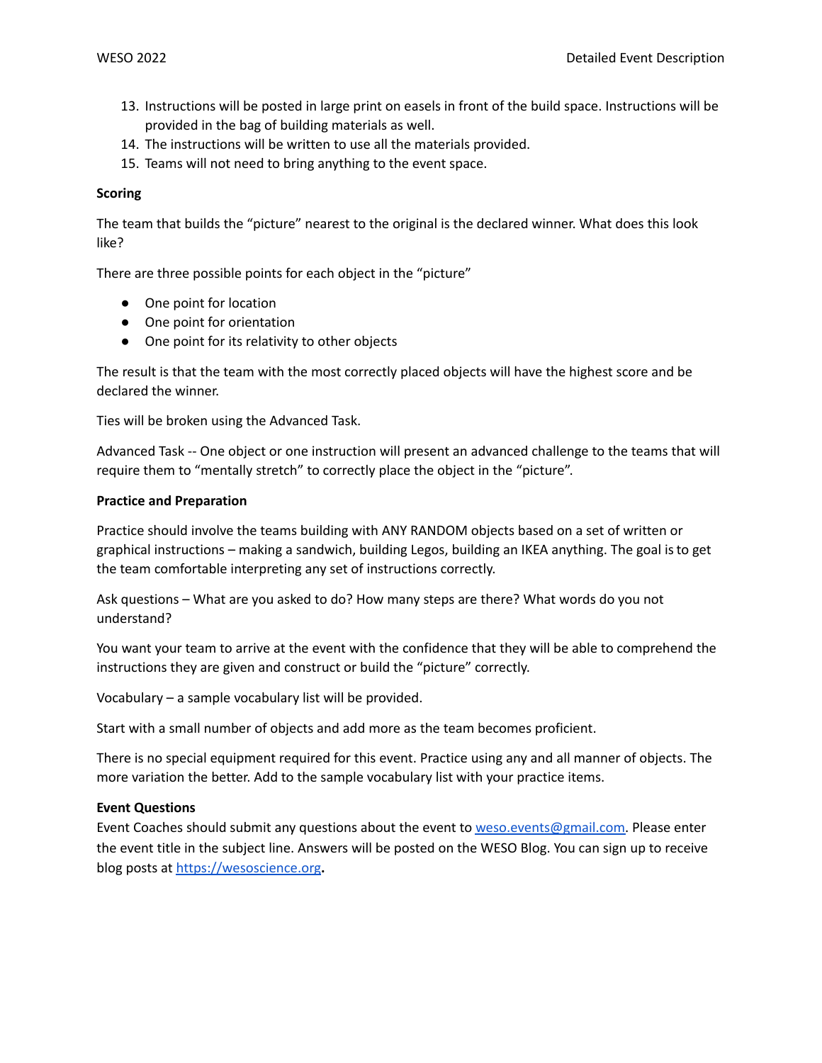13. Instructions will be posted in large print on easels in front of the build space. Instructions will be provided in the bag of building materials as well.
14. The instructions will be written to use all the materials provided.
15. Teams will not need to bring anything to the event space.

**Scoring**

The team that builds the "picture" nearest to the original is the declared winner. What does this look like?

There are three possible points for each object in the "picture"

- One point for location
- One point for orientation
- One point for its relativity to other objects

The result is that the team with the most correctly placed objects will have the highest score and be declared the winner.

Ties will be broken using the Advanced Task.

Advanced Task -- One object or one instruction will present an advanced challenge to the teams that will require them to "mentally stretch" to correctly place the object in the "picture".

**Practice and Preparation**

Practice should involve the teams building with ANY RANDOM objects based on a set of written or graphical instructions – making a sandwich, building Legos, building an IKEA anything. The goal is to get the team comfortable interpreting any set of instructions correctly.

Ask questions – What are you asked to do? How many steps are there? What words do you not understand?

You want your team to arrive at the event with the confidence that they will be able to comprehend the instructions they are given and construct or build the "picture" correctly.

Vocabulary – a sample vocabulary list will be provided.

Start with a small number of objects and add more as the team becomes proficient.

There is no special equipment required for this event. Practice using any and all manner of objects. The more variation the better. Add to the sample vocabulary list with your practice items.

**Event Questions**

Event Coaches should submit any questions about the event to [weso.events@gmail.com](mailto:weso.events@gmail.com). Please enter the event title in the subject line. Answers will be posted on the WESO Blog. You can sign up to receive blog posts at [https://wesoscience.org](https://wesoscience.org).